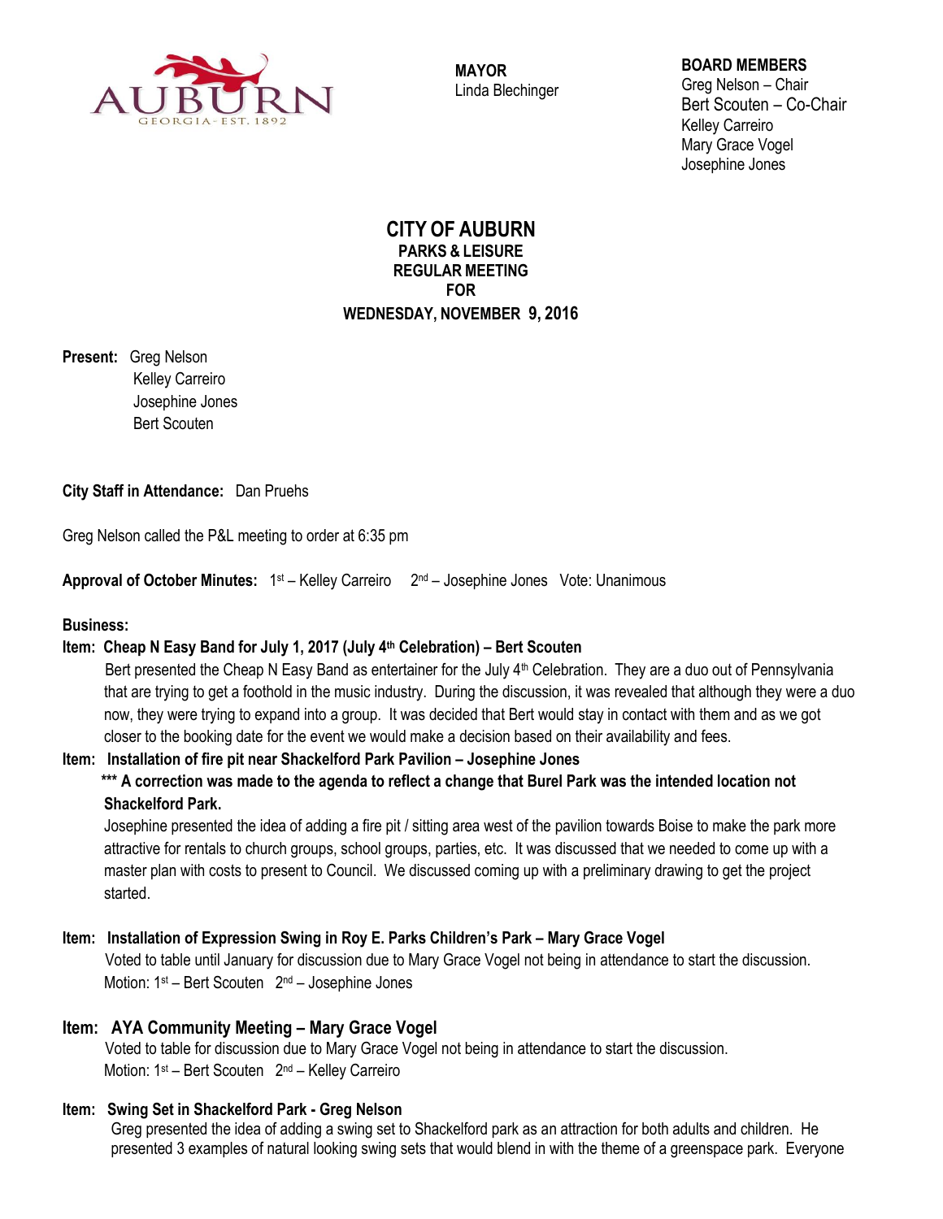AUBURN
GEORGIA - EST. 1892

**MAYOR**
Linda Blechinger

**BOARD MEMBERS**
Greg Nelson – Chair
Bert Scouten – Co-Chair
Kelley Carreiro
Mary Grace Vogel
Josephine Jones

# CITY OF AUBURN
## PARKS & LEISURE
## REGULAR MEETING
## FOR
## WEDNESDAY, NOVEMBER 9, 2016

**Present:** Greg Nelson
Kelley Carreiro
Josephine Jones
Bert Scouten

**City Staff in Attendance:** Dan Pruehs

Greg Nelson called the P&L meeting to order at 6:35 pm

**Approval of October Minutes:** 1st – Kelley Carreiro 2nd – Josephine Jones Vote: Unanimous

**Business:**

**Item: Cheap N Easy Band for July 1, 2017 (July 4th Celebration) – Bert Scouten**

Bert presented the Cheap N Easy Band as entertainer for the July 4th Celebration. They are a duo out of Pennsylvania that are trying to get a foothold in the music industry. During the discussion, it was revealed that although they were a duo now, they were trying to expand into a group. It was decided that Bert would stay in contact with them and as we got closer to the booking date for the event we would make a decision based on their availability and fees.

**Item: Installation of fire pit near Shackelford Park Pavilion – Josephine Jones**

**\*\*\* A correction was made to the agenda to reflect a change that Burel Park was the intended location not Shackelford Park.**

Josephine presented the idea of adding a fire pit / sitting area west of the pavilion towards Boise to make the park more attractive for rentals to church groups, school groups, parties, etc. It was discussed that we needed to come up with a master plan with costs to present to Council. We discussed coming up with a preliminary drawing to get the project started.

**Item: Installation of Expression Swing in Roy E. Parks Children's Park – Mary Grace Vogel**

Voted to table until January for discussion due to Mary Grace Vogel not being in attendance to start the discussion.
Motion: 1st – Bert Scouten 2nd – Josephine Jones

**Item: AYA Community Meeting – Mary Grace Vogel**

Voted to table for discussion due to Mary Grace Vogel not being in attendance to start the discussion.
Motion: 1st – Bert Scouten 2nd – Kelley Carreiro

**Item: Swing Set in Shackelford Park - Greg Nelson**

Greg presented the idea of adding a swing set to Shackelford park as an attraction for both adults and children. He presented 3 examples of natural looking swing sets that would blend in with the theme of a greenspace park. Everyone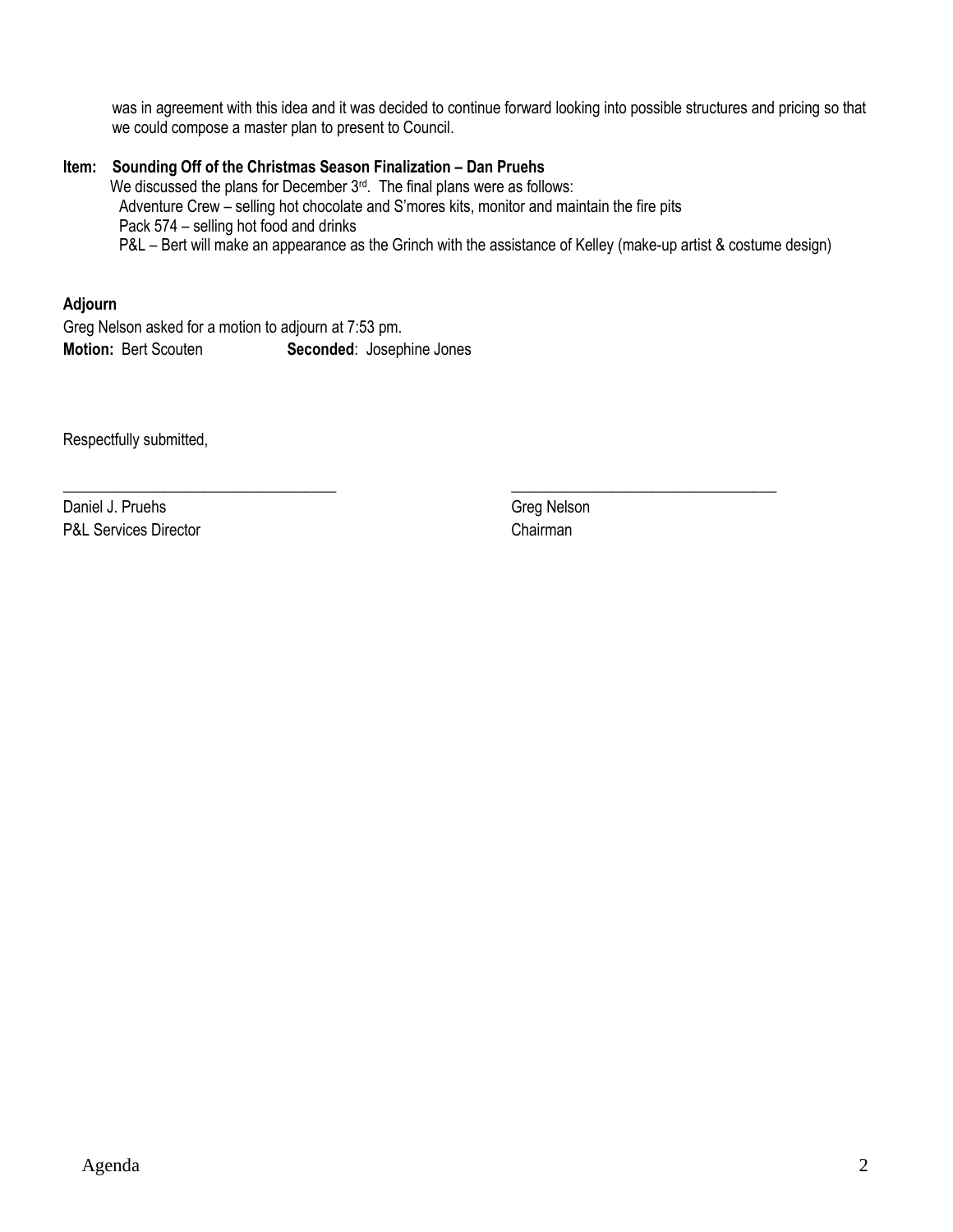was in agreement with this idea and it was decided to continue forward looking into possible structures and pricing so that we could compose a master plan to present to Council.

**Item: Sounding Off of the Christmas Season Finalization – Dan Pruehs**

We discussed the plans for December 3rd. The final plans were as follows:

Adventure Crew – selling hot chocolate and S'mores kits, monitor and maintain the fire pits

Pack 574 – selling hot food and drinks

P&L – Bert will make an appearance as the Grinch with the assistance of Kelley (make-up artist & costume design)

**Adjourn**

Greg Nelson asked for a motion to adjourn at 7:53 pm.

**Motion:** Bert Scouten **Seconded**: Josephine Jones

Respectfully submitted,

\_\_\_\_\_\_\_\_\_\_\_\_\_\_\_\_\_\_\_\_\_\_\_\_\_\_\_\_\_\_\_\_\_\_\_\_

Daniel J. Pruehs
P&L Services Director

\_\_\_\_\_\_\_\_\_\_\_\_\_\_\_\_\_\_\_\_\_\_\_\_\_\_\_\_\_\_\_\_\_\_\_\_

Greg Nelson
Chairman